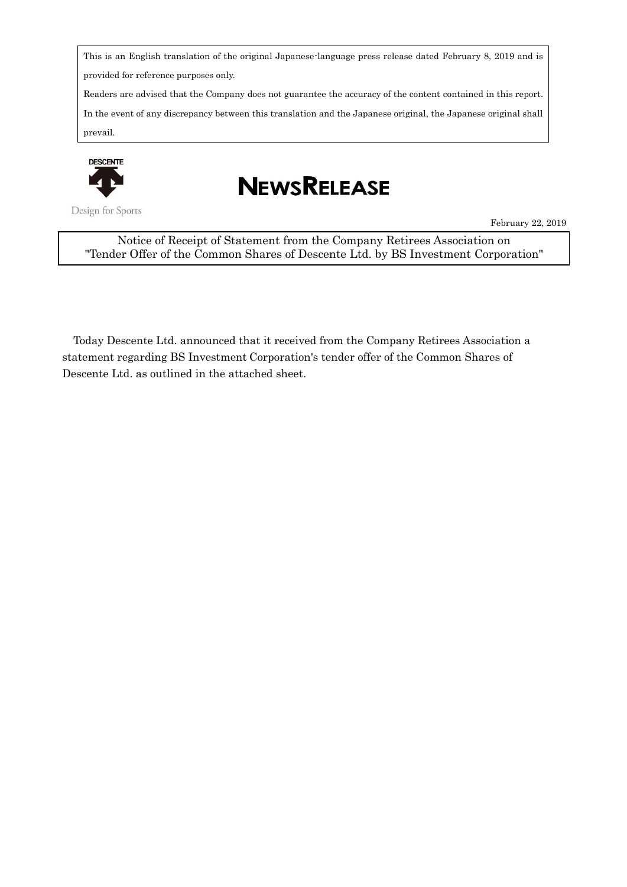This is an English translation of the original Japanese-language press release dated February 8, 2019 and is provided for reference purposes only.

Readers are advised that the Company does not guarantee the accuracy of the content contained in this report.

In the event of any discrepancy between this translation and the Japanese original, the Japanese original shall prevail.

DESCENTE

Design for Sports

# NEWSRELEASE

February 22, 2019

**Notice of Receipt of Statement from the Company Retirees Association on "Tender Offer of the Common Shares of Descente Ltd. by BS Investment Corporation"**

Today Descente Ltd. announced that it received from the Company Retirees Association a statement regarding BS Investment Corporation's tender offer of the Common Shares of Descente Ltd. as outlined in the attached sheet.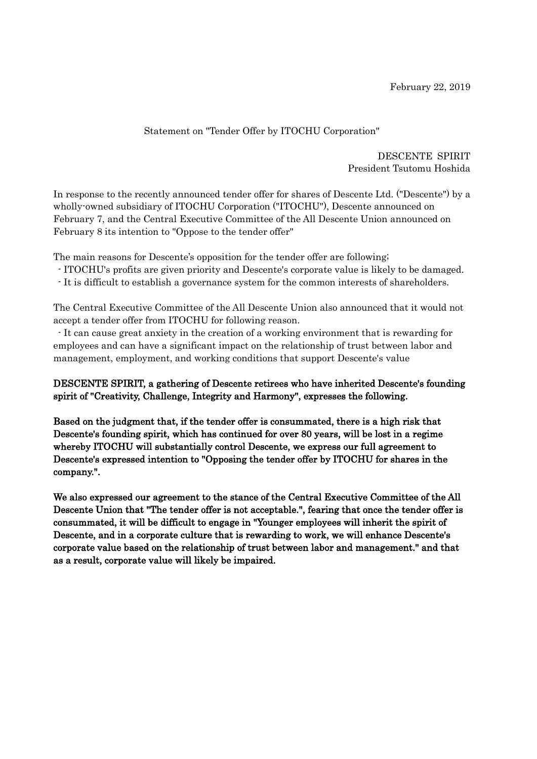February 22, 2019

Statement on "Tender Offer by ITOCHU Corporation"

DESCENTE SPIRIT
President Tsutomu Hoshida

In response to the recently announced tender offer for shares of Descente Ltd. ("Descente") by a wholly-owned subsidiary of ITOCHU Corporation ("ITOCHU"), Descente announced on February 7, and the Central Executive Committee of the All Descente Union announced on February 8 its intention to "Oppose to the tender offer"

The main reasons for Descente's opposition for the tender offer are following;

- ITOCHU's profits are given priority and Descente's corporate value is likely to be damaged.
- It is difficult to establish a governance system for the common interests of shareholders.

The Central Executive Committee of the All Descente Union also announced that it would not accept a tender offer from ITOCHU for following reason.

- It can cause great anxiety in the creation of a working environment that is rewarding for employees and can have a significant impact on the relationship of trust between labor and management, employment, and working conditions that support Descente's value

**DESCENTE SPIRIT, a gathering of Descente retirees who have inherited Descente's founding spirit of "Creativity, Challenge, Integrity and Harmony", expresses the following.**

**Based on the judgment that, if the tender offer is consummated, there is a high risk that Descente's founding spirit, which has continued for over 80 years, will be lost in a regime whereby ITOCHU will substantially control Descente, we express our full agreement to Descente's expressed intention to "Opposing the tender offer by ITOCHU for shares in the company.".**

**We also expressed our agreement to the stance of the Central Executive Committee of the All Descente Union that "The tender offer is not acceptable.", fearing that once the tender offer is consummated, it will be difficult to engage in "Younger employees will inherit the spirit of Descente, and in a corporate culture that is rewarding to work, we will enhance Descente's corporate value based on the relationship of trust between labor and management." and that as a result, corporate value will likely be impaired.**